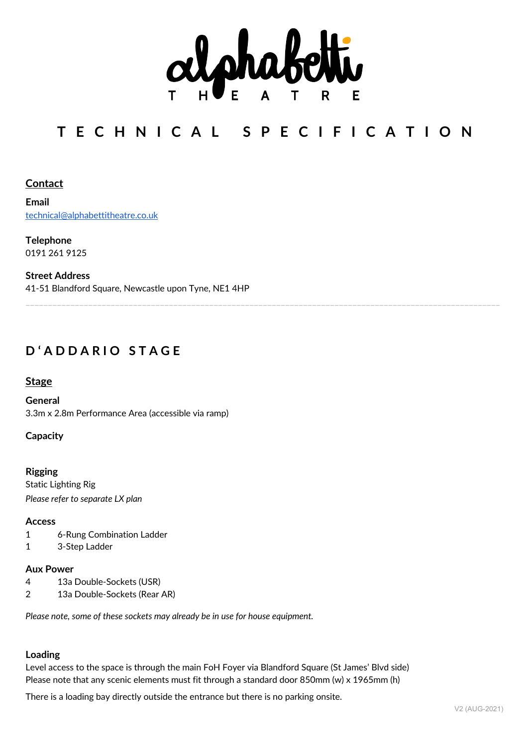# alphabetti THEATRE

## TECHNICAL SPECIFICATION

**Contact**

**Email**
technical@alphabettitheatre.co.uk

**Telephone**
0191 261 9125

**Street Address**
41-51 Blandford Square, Newcastle upon Tyne, NE1 4HP

---

## D'ADDARIO STAGE

### Stage

**General**
3.3m x 2.8m Performance Area (accessible via ramp)

**Capacity**

**Rigging**
Static Lighting Rig
*Please refer to separate LX plan*

**Access**

| | |
|---|---|
| 1 | 6-Rung Combination Ladder |
| 1 | 3-Step Ladder |

**Aux Power**

| | |
|---|---|
| 4 | 13a Double-Sockets (USR) |
| 2 | 13a Double-Sockets (Rear AR) |

*Please note, some of these sockets may already be in use for house equipment.*

**Loading**
Level access to the space is through the main FoH Foyer via Blandford Square (St James' Blvd side)
Please note that any scenic elements must fit through a standard door 850mm (w) x 1965mm (h)

There is a loading bay directly outside the entrance but there is no parking onsite.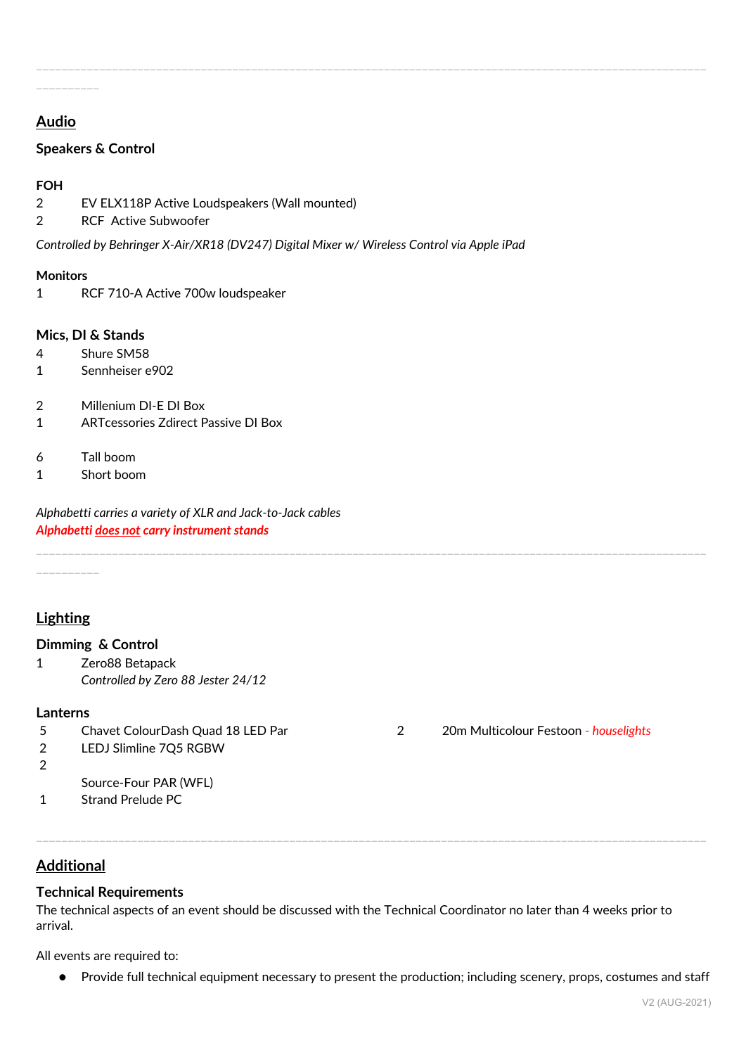---

## Audio

### Speakers & Control

**FOH**

2 EV ELX118P Active Loudspeakers (Wall mounted)
2 RCF Active Subwoofer

*Controlled by Behringer X-Air/XR18 (DV247) Digital Mixer w/ Wireless Control via Apple iPad*

**Monitors**

1 RCF 710-A Active 700w loudspeaker

### Mics, DI & Stands

4 Shure SM58
1 Sennheiser e902

2 Millenium DI-E DI Box
1 ARTcessories Zdirect Passive DI Box

6 Tall boom
1 Short boom

*Alphabetti carries a variety of XLR and Jack-to-Jack cables*
***Alphabetti does not carry instrument stands***

---

## Lighting

### Dimming & Control

1 Zero88 Betapack
*Controlled by Zero 88 Jester 24/12*

### Lanterns

5 Chavet ColourDash Quad 18 LED Par
2 LEDJ Slimline 7Q5 RGBW
2 Source-Four PAR (WFL)
1 Strand Prelude PC

2 20m Multicolour Festoon *- houselights*

---

## Additional

### Technical Requirements

The technical aspects of an event should be discussed with the Technical Coordinator no later than 4 weeks prior to arrival.

All events are required to:

- Provide full technical equipment necessary to present the production; including scenery, props, costumes and staff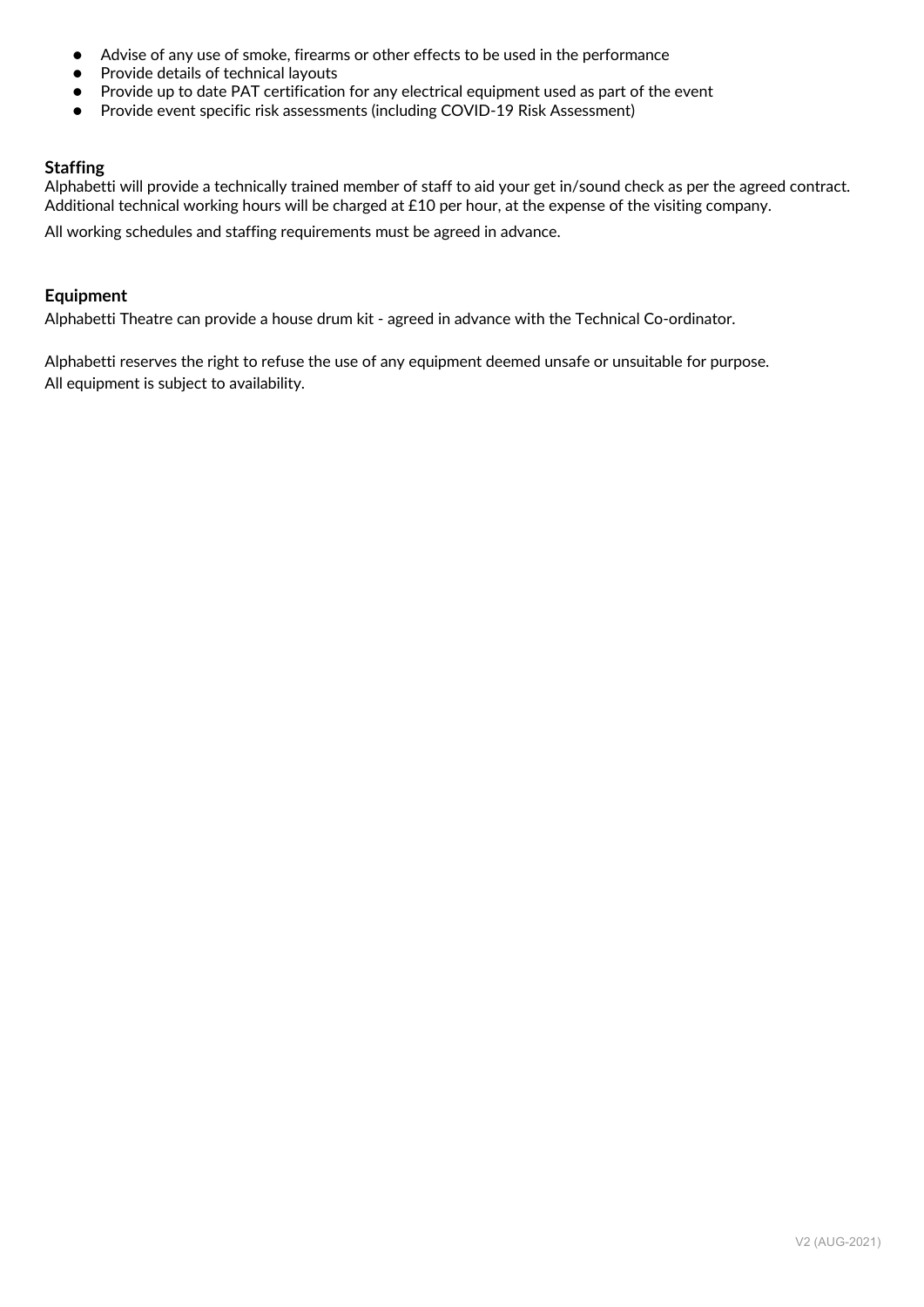- Advise of any use of smoke, firearms or other effects to be used in the performance
- Provide details of technical layouts
- Provide up to date PAT certification for any electrical equipment used as part of the event
- Provide event specific risk assessments (including COVID-19 Risk Assessment)

**Staffing**

Alphabetti will provide a technically trained member of staff to aid your get in/sound check as per the agreed contract. Additional technical working hours will be charged at £10 per hour, at the expense of the visiting company.

All working schedules and staffing requirements must be agreed in advance.

**Equipment**

Alphabetti Theatre can provide a house drum kit - agreed in advance with the Technical Co-ordinator.

Alphabetti reserves the right to refuse the use of any equipment deemed unsafe or unsuitable for purpose.
All equipment is subject to availability.